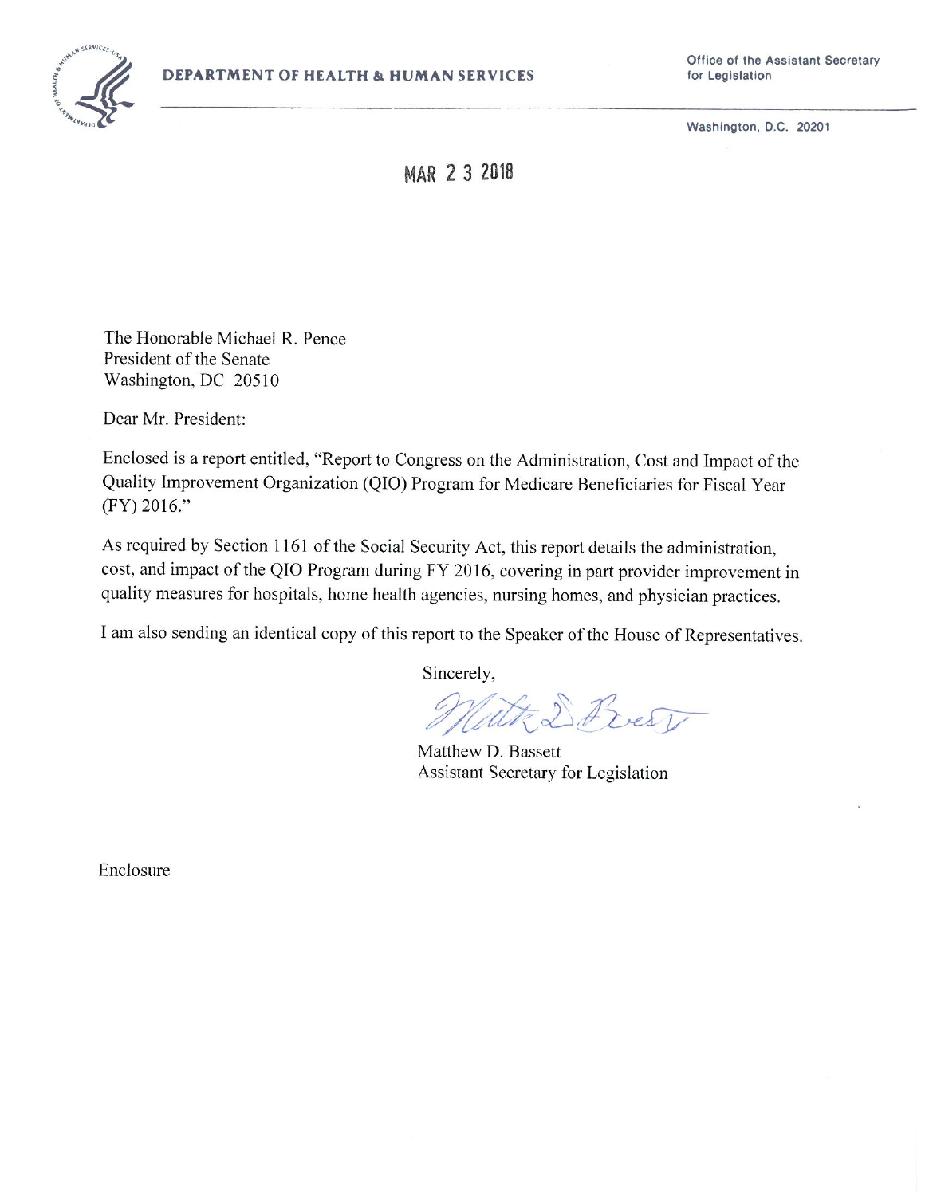**DEPARTMENT OF HEALTH & HUMAN SERVICES**

Office of the Assistant Secretary for Legislation

Washington, D.C. 20201

MAR 2 3 2018

The Honorable Michael R. Pence
President of the Senate
Washington, DC 20510

Dear Mr. President:

Enclosed is a report entitled, "Report to Congress on the Administration, Cost and Impact of the Quality Improvement Organization (QIO) Program for Medicare Beneficiaries for Fiscal Year (FY) 2016."

As required by Section 1161 of the Social Security Act, this report details the administration, cost, and impact of the QIO Program during FY 2016, covering in part provider improvement in quality measures for hospitals, home health agencies, nursing homes, and physician practices.

I am also sending an identical copy of this report to the Speaker of the House of Representatives.

Sincerely,

Matthew D. Bassett
Assistant Secretary for Legislation

Enclosure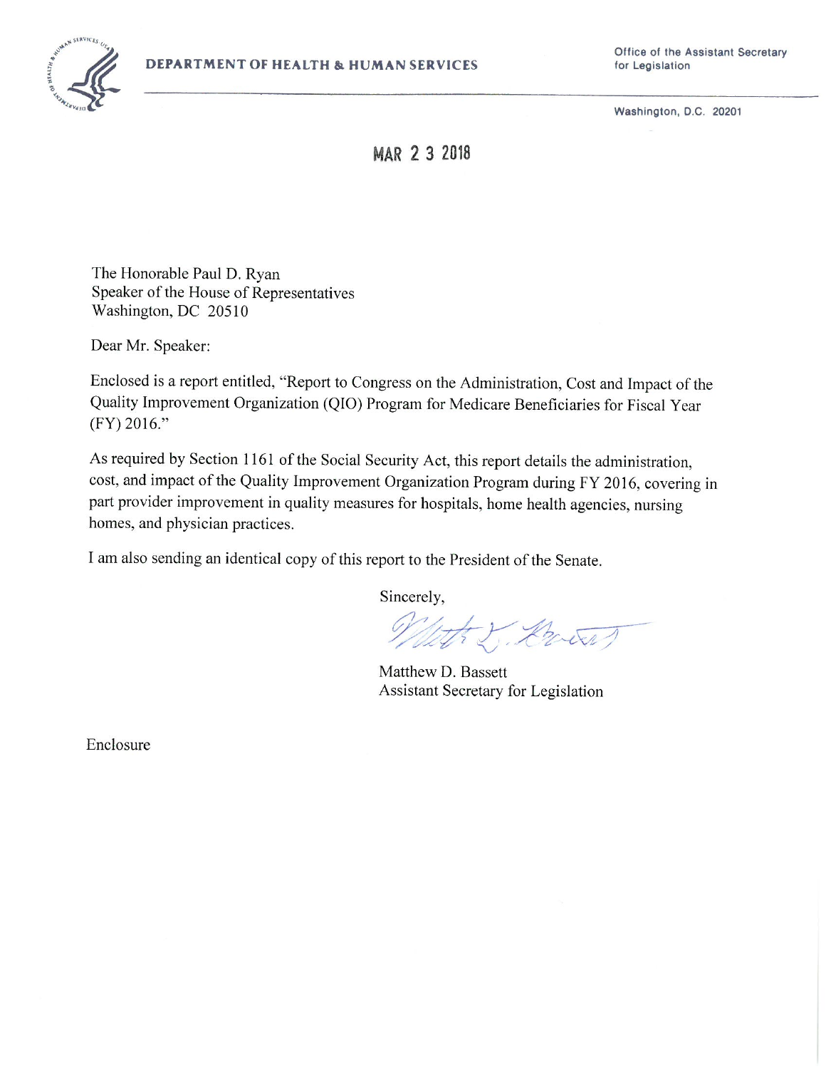**DEPARTMENT OF HEALTH & HUMAN SERVICES**

Office of the Assistant Secretary for Legislation

Washington, D.C. 20201

MAR 2 3 2018

The Honorable Paul D. Ryan
Speaker of the House of Representatives
Washington, DC 20510

Dear Mr. Speaker:

Enclosed is a report entitled, "Report to Congress on the Administration, Cost and Impact of the Quality Improvement Organization (QIO) Program for Medicare Beneficiaries for Fiscal Year (FY) 2016."

As required by Section 1161 of the Social Security Act, this report details the administration, cost, and impact of the Quality Improvement Organization Program during FY 2016, covering in part provider improvement in quality measures for hospitals, home health agencies, nursing homes, and physician practices.

I am also sending an identical copy of this report to the President of the Senate.

Sincerely,

Matthew D. Bassett
Assistant Secretary for Legislation

Enclosure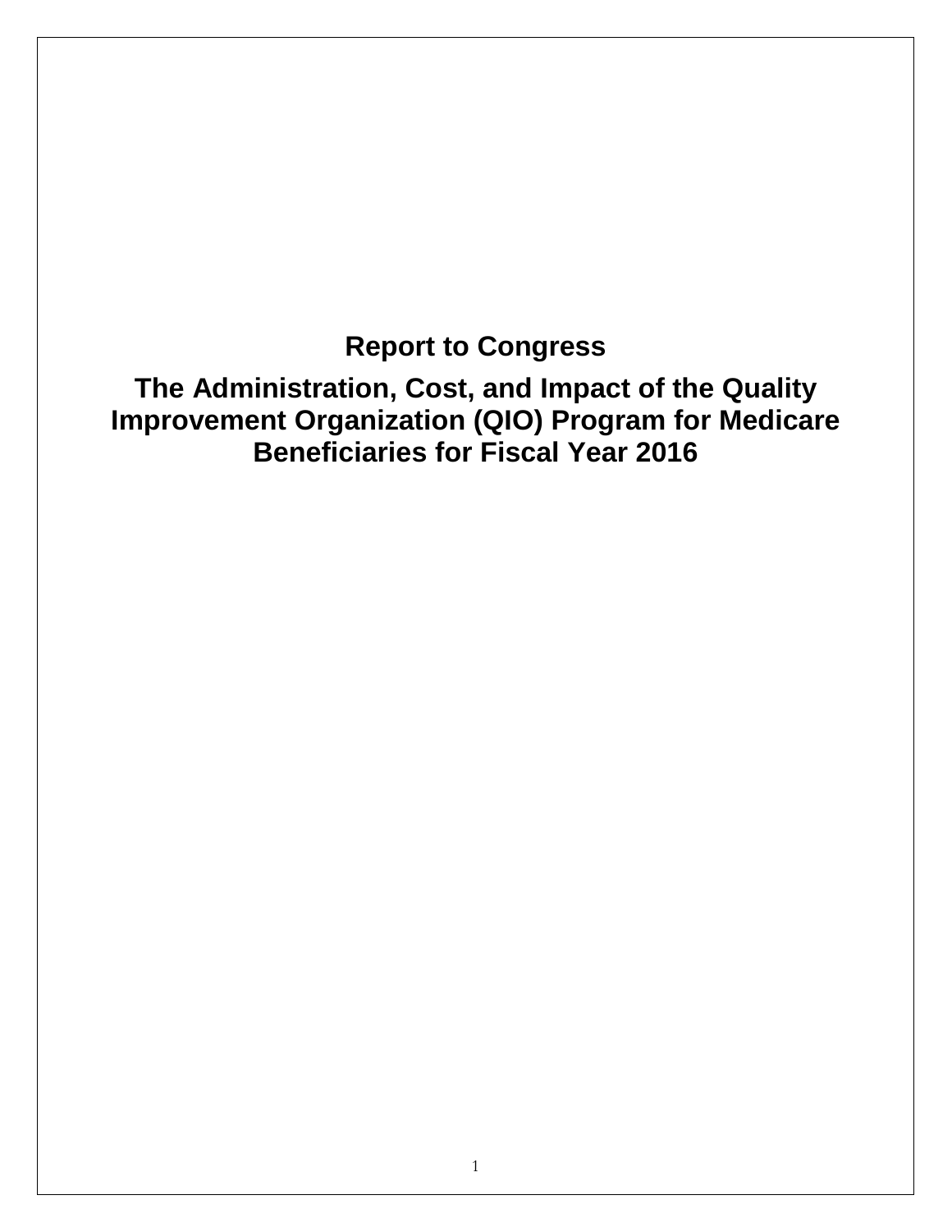# Report to Congress

## The Administration, Cost, and Impact of the Quality Improvement Organization (QIO) Program for Medicare Beneficiaries for Fiscal Year 2016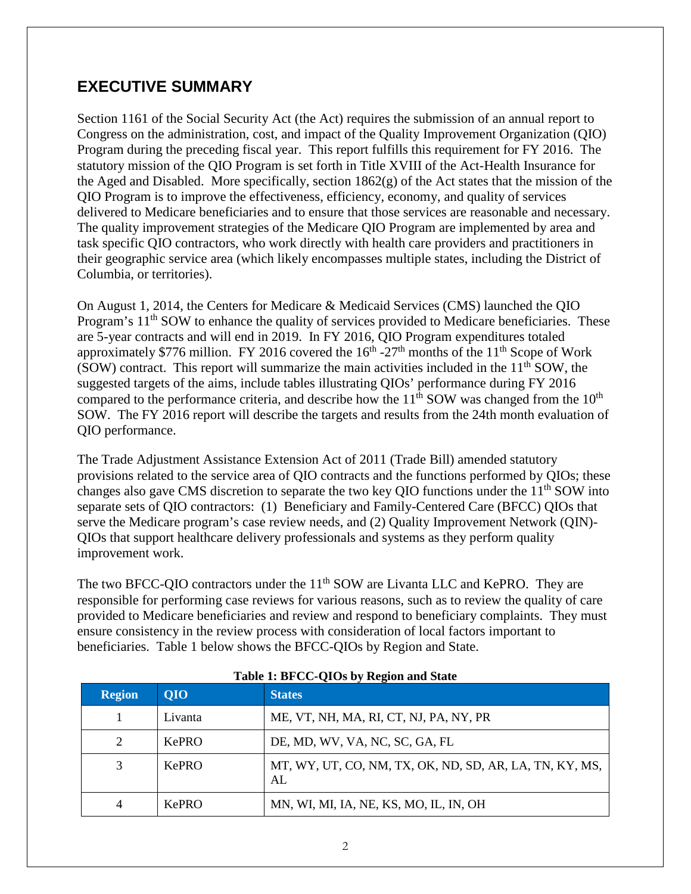## EXECUTIVE SUMMARY

Section 1161 of the Social Security Act (the Act) requires the submission of an annual report to Congress on the administration, cost, and impact of the Quality Improvement Organization (QIO) Program during the preceding fiscal year. This report fulfills this requirement for FY 2016. The statutory mission of the QIO Program is set forth in Title XVIII of the Act-Health Insurance for the Aged and Disabled. More specifically, section 1862(g) of the Act states that the mission of the QIO Program is to improve the effectiveness, efficiency, economy, and quality of services delivered to Medicare beneficiaries and to ensure that those services are reasonable and necessary. The quality improvement strategies of the Medicare QIO Program are implemented by area and task specific QIO contractors, who work directly with health care providers and practitioners in their geographic service area (which likely encompasses multiple states, including the District of Columbia, or territories).

On August 1, 2014, the Centers for Medicare & Medicaid Services (CMS) launched the QIO Program's 11th SOW to enhance the quality of services provided to Medicare beneficiaries. These are 5-year contracts and will end in 2019. In FY 2016, QIO Program expenditures totaled approximately $776 million. FY 2016 covered the 16th -27th months of the 11th Scope of Work (SOW) contract. This report will summarize the main activities included in the 11th SOW, the suggested targets of the aims, include tables illustrating QIOs' performance during FY 2016 compared to the performance criteria, and describe how the 11th SOW was changed from the 10th SOW. The FY 2016 report will describe the targets and results from the 24th month evaluation of QIO performance.

The Trade Adjustment Assistance Extension Act of 2011 (Trade Bill) amended statutory provisions related to the service area of QIO contracts and the functions performed by QIOs; these changes also gave CMS discretion to separate the two key QIO functions under the 11th SOW into separate sets of QIO contractors: (1) Beneficiary and Family-Centered Care (BFCC) QIOs that serve the Medicare program's case review needs, and (2) Quality Improvement Network (QIN)-QIOs that support healthcare delivery professionals and systems as they perform quality improvement work.

The two BFCC-QIO contractors under the 11th SOW are Livanta LLC and KePRO. They are responsible for performing case reviews for various reasons, such as to review the quality of care provided to Medicare beneficiaries and review and respond to beneficiary complaints. They must ensure consistency in the review process with consideration of local factors important to beneficiaries. Table 1 below shows the BFCC-QIOs by Region and State.

**Table 1: BFCC-QIOs by Region and State**

| Region | QIO | States |
|---|---|---|
| 1 | Livanta | ME, VT, NH, MA, RI, CT, NJ, PA, NY, PR |
| 2 | KePRO | DE, MD, WV, VA, NC, SC, GA, FL |
| 3 | KePRO | MT, WY, UT, CO, NM, TX, OK, ND, SD, AR, LA, TN, KY, MS, AL |
| 4 | KePRO | MN, WI, MI, IA, NE, KS, MO, IL, IN, OH |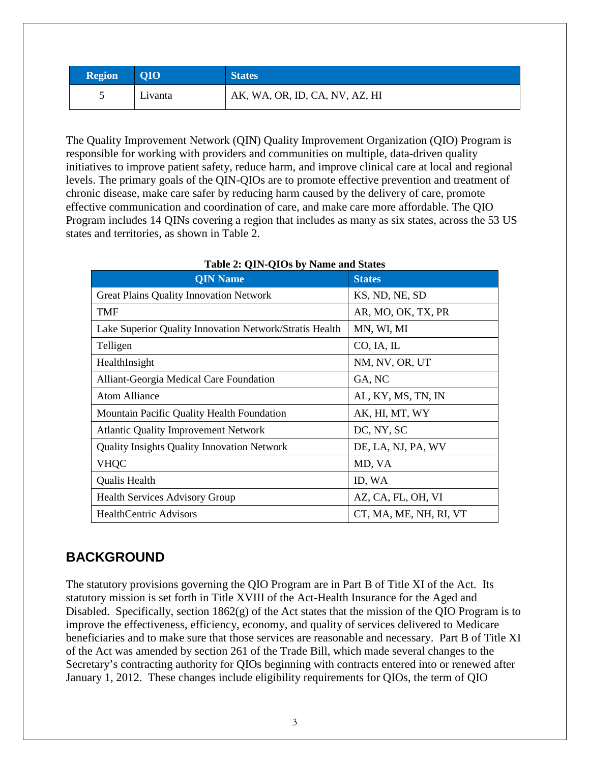| Region | QIO | States |
|---|---|---|
| 5 | Livanta | AK, WA, OR, ID, CA, NV, AZ, HI |

The Quality Improvement Network (QIN) Quality Improvement Organization (QIO) Program is responsible for working with providers and communities on multiple, data-driven quality initiatives to improve patient safety, reduce harm, and improve clinical care at local and regional levels. The primary goals of the QIN-QIOs are to promote effective prevention and treatment of chronic disease, make care safer by reducing harm caused by the delivery of care, promote effective communication and coordination of care, and make care more affordable. The QIO Program includes 14 QINs covering a region that includes as many as six states, across the 53 US states and territories, as shown in Table 2.

**Table 2: QIN-QIOs by Name and States**

| QIN Name | States |
|---|---|
| Great Plains Quality Innovation Network | KS, ND, NE, SD |
| TMF | AR, MO, OK, TX, PR |
| Lake Superior Quality Innovation Network/Stratis Health | MN, WI, MI |
| Telligen | CO, IA, IL |
| HealthInsight | NM, NV, OR, UT |
| Alliant-Georgia Medical Care Foundation | GA, NC |
| Atom Alliance | AL, KY, MS, TN, IN |
| Mountain Pacific Quality Health Foundation | AK, HI, MT, WY |
| Atlantic Quality Improvement Network | DC, NY, SC |
| Quality Insights Quality Innovation Network | DE, LA, NJ, PA, WV |
| VHQC | MD, VA |
| Qualis Health | ID, WA |
| Health Services Advisory Group | AZ, CA, FL, OH, VI |
| HealthCentric Advisors | CT, MA, ME, NH, RI, VT |

## BACKGROUND

The statutory provisions governing the QIO Program are in Part B of Title XI of the Act. Its statutory mission is set forth in Title XVIII of the Act-Health Insurance for the Aged and Disabled. Specifically, section 1862(g) of the Act states that the mission of the QIO Program is to improve the effectiveness, efficiency, economy, and quality of services delivered to Medicare beneficiaries and to make sure that those services are reasonable and necessary. Part B of Title XI of the Act was amended by section 261 of the Trade Bill, which made several changes to the Secretary's contracting authority for QIOs beginning with contracts entered into or renewed after January 1, 2012. These changes include eligibility requirements for QIOs, the term of QIO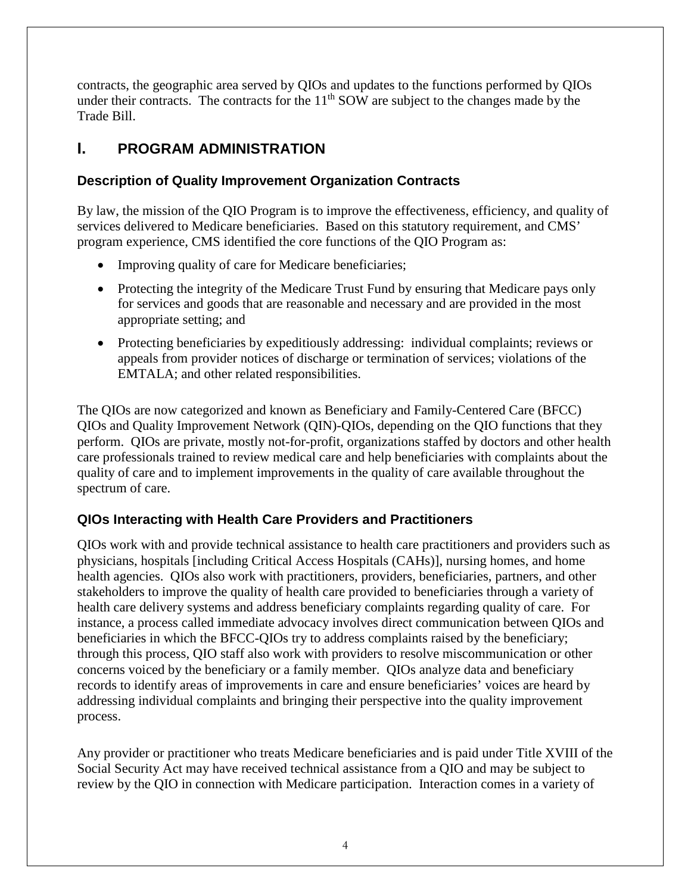contracts, the geographic area served by QIOs and updates to the functions performed by QIOs under their contracts. The contracts for the 11th SOW are subject to the changes made by the Trade Bill.

# I. PROGRAM ADMINISTRATION

## Description of Quality Improvement Organization Contracts

By law, the mission of the QIO Program is to improve the effectiveness, efficiency, and quality of services delivered to Medicare beneficiaries. Based on this statutory requirement, and CMS' program experience, CMS identified the core functions of the QIO Program as:

- Improving quality of care for Medicare beneficiaries;
- Protecting the integrity of the Medicare Trust Fund by ensuring that Medicare pays only for services and goods that are reasonable and necessary and are provided in the most appropriate setting; and
- Protecting beneficiaries by expeditiously addressing: individual complaints; reviews or appeals from provider notices of discharge or termination of services; violations of the EMTALA; and other related responsibilities.

The QIOs are now categorized and known as Beneficiary and Family-Centered Care (BFCC) QIOs and Quality Improvement Network (QIN)-QIOs, depending on the QIO functions that they perform. QIOs are private, mostly not-for-profit, organizations staffed by doctors and other health care professionals trained to review medical care and help beneficiaries with complaints about the quality of care and to implement improvements in the quality of care available throughout the spectrum of care.

## QIOs Interacting with Health Care Providers and Practitioners

QIOs work with and provide technical assistance to health care practitioners and providers such as physicians, hospitals [including Critical Access Hospitals (CAHs)], nursing homes, and home health agencies. QIOs also work with practitioners, providers, beneficiaries, partners, and other stakeholders to improve the quality of health care provided to beneficiaries through a variety of health care delivery systems and address beneficiary complaints regarding quality of care. For instance, a process called immediate advocacy involves direct communication between QIOs and beneficiaries in which the BFCC-QIOs try to address complaints raised by the beneficiary; through this process, QIO staff also work with providers to resolve miscommunication or other concerns voiced by the beneficiary or a family member. QIOs analyze data and beneficiary records to identify areas of improvements in care and ensure beneficiaries' voices are heard by addressing individual complaints and bringing their perspective into the quality improvement process.

Any provider or practitioner who treats Medicare beneficiaries and is paid under Title XVIII of the Social Security Act may have received technical assistance from a QIO and may be subject to review by the QIO in connection with Medicare participation. Interaction comes in a variety of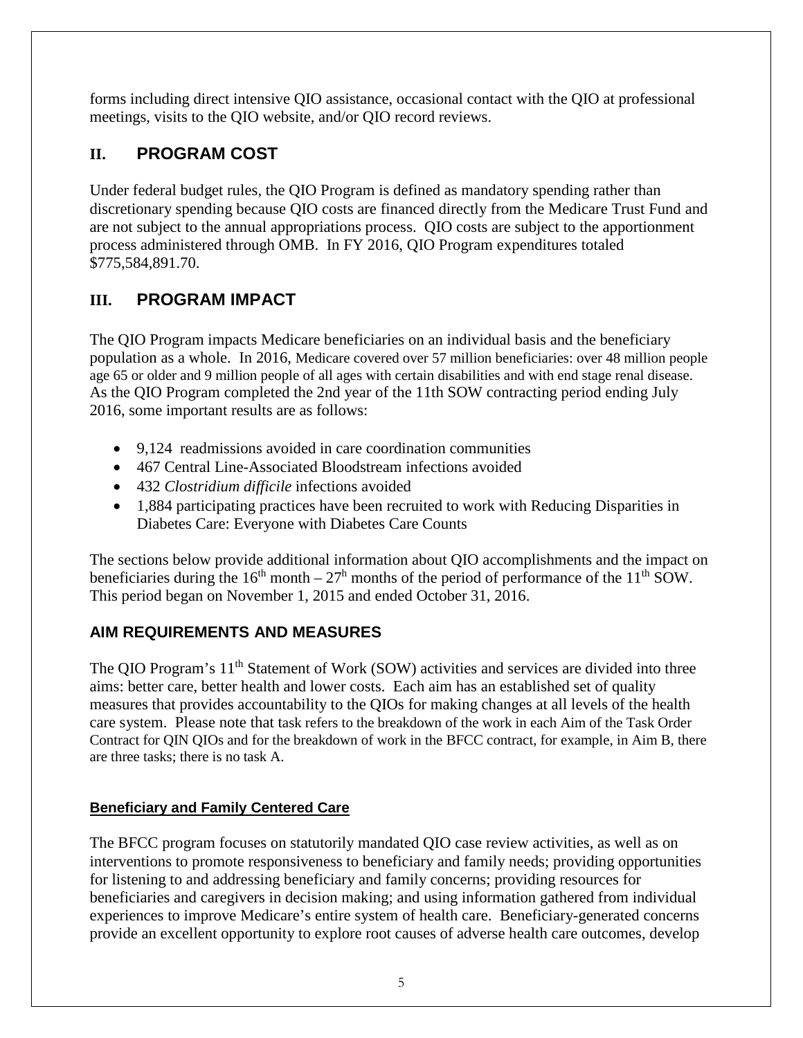forms including direct intensive QIO assistance, occasional contact with the QIO at professional meetings, visits to the QIO website, and/or QIO record reviews.

## II. PROGRAM COST

Under federal budget rules, the QIO Program is defined as mandatory spending rather than discretionary spending because QIO costs are financed directly from the Medicare Trust Fund and are not subject to the annual appropriations process. QIO costs are subject to the apportionment process administered through OMB. In FY 2016, QIO Program expenditures totaled $775,584,891.70.

## III. PROGRAM IMPACT

The QIO Program impacts Medicare beneficiaries on an individual basis and the beneficiary population as a whole. In 2016, Medicare covered over 57 million beneficiaries: over 48 million people age 65 or older and 9 million people of all ages with certain disabilities and with end stage renal disease. As the QIO Program completed the 2nd year of the 11th SOW contracting period ending July 2016, some important results are as follows:

- 9,124 readmissions avoided in care coordination communities
- 467 Central Line-Associated Bloodstream infections avoided
- 432 *Clostridium difficile* infections avoided
- 1,884 participating practices have been recruited to work with Reducing Disparities in Diabetes Care: Everyone with Diabetes Care Counts

The sections below provide additional information about QIO accomplishments and the impact on beneficiaries during the 16th month – 27th months of the period of performance of the 11th SOW. This period began on November 1, 2015 and ended October 31, 2016.

### AIM REQUIREMENTS AND MEASURES

The QIO Program's 11th Statement of Work (SOW) activities and services are divided into three aims: better care, better health and lower costs. Each aim has an established set of quality measures that provides accountability to the QIOs for making changes at all levels of the health care system. Please note that task refers to the breakdown of the work in each Aim of the Task Order Contract for QIN QIOs and for the breakdown of work in the BFCC contract, for example, in Aim B, there are three tasks; there is no task A.

#### Beneficiary and Family Centered Care

The BFCC program focuses on statutorily mandated QIO case review activities, as well as on interventions to promote responsiveness to beneficiary and family needs; providing opportunities for listening to and addressing beneficiary and family concerns; providing resources for beneficiaries and caregivers in decision making; and using information gathered from individual experiences to improve Medicare's entire system of health care. Beneficiary-generated concerns provide an excellent opportunity to explore root causes of adverse health care outcomes, develop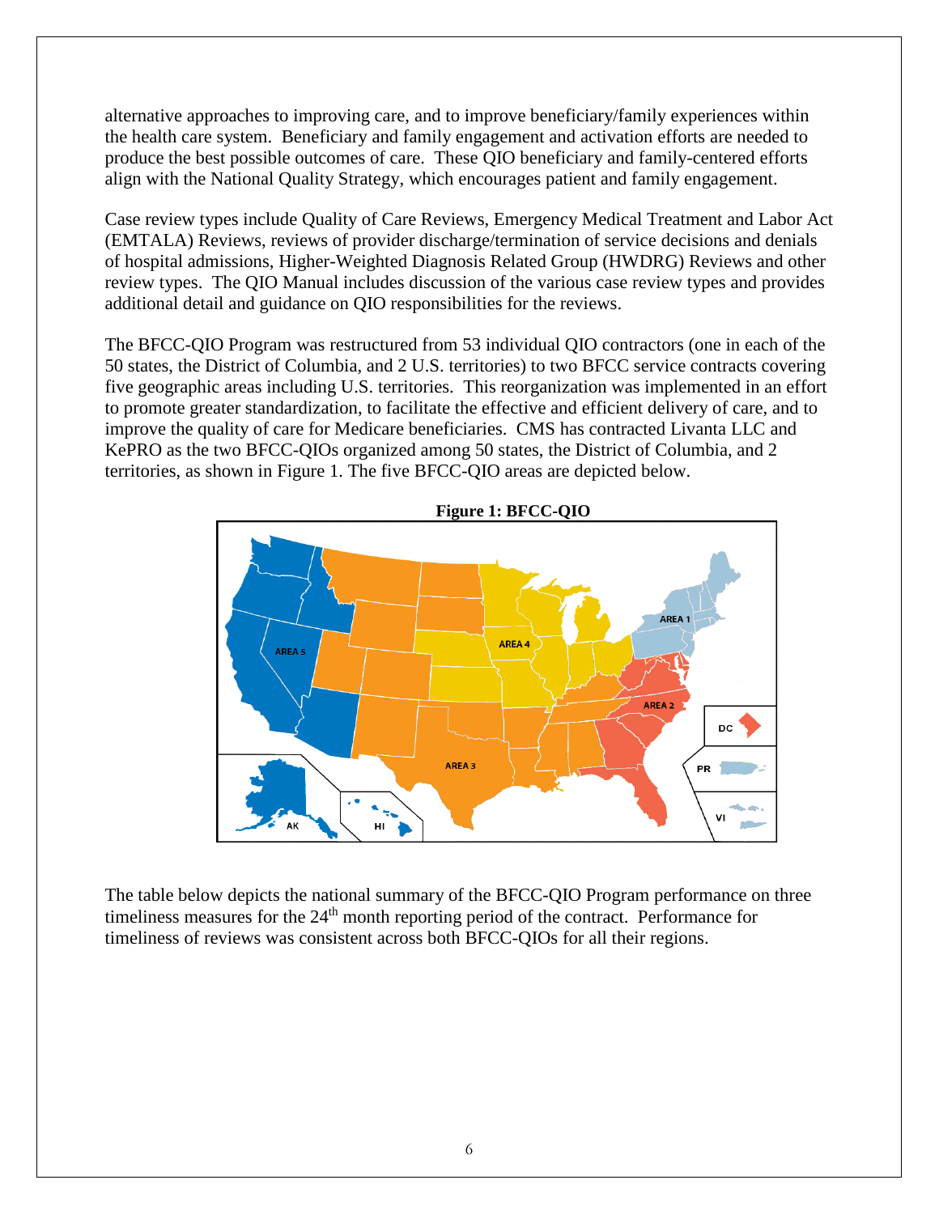alternative approaches to improving care, and to improve beneficiary/family experiences within the health care system. Beneficiary and family engagement and activation efforts are needed to produce the best possible outcomes of care. These QIO beneficiary and family-centered efforts align with the National Quality Strategy, which encourages patient and family engagement.

Case review types include Quality of Care Reviews, Emergency Medical Treatment and Labor Act (EMTALA) Reviews, reviews of provider discharge/termination of service decisions and denials of hospital admissions, Higher-Weighted Diagnosis Related Group (HWDRG) Reviews and other review types. The QIO Manual includes discussion of the various case review types and provides additional detail and guidance on QIO responsibilities for the reviews.

The BFCC-QIO Program was restructured from 53 individual QIO contractors (one in each of the 50 states, the District of Columbia, and 2 U.S. territories) to two BFCC service contracts covering five geographic areas including U.S. territories. This reorganization was implemented in an effort to promote greater standardization, to facilitate the effective and efficient delivery of care, and to improve the quality of care for Medicare beneficiaries. CMS has contracted Livanta LLC and KePRO as the two BFCC-QIOs organized among 50 states, the District of Columbia, and 2 territories, as shown in Figure 1. The five BFCC-QIO areas are depicted below.

**Figure 1: BFCC-QIO**

The table below depicts the national summary of the BFCC-QIO Program performance on three timeliness measures for the 24th month reporting period of the contract. Performance for timeliness of reviews was consistent across both BFCC-QIOs for all their regions.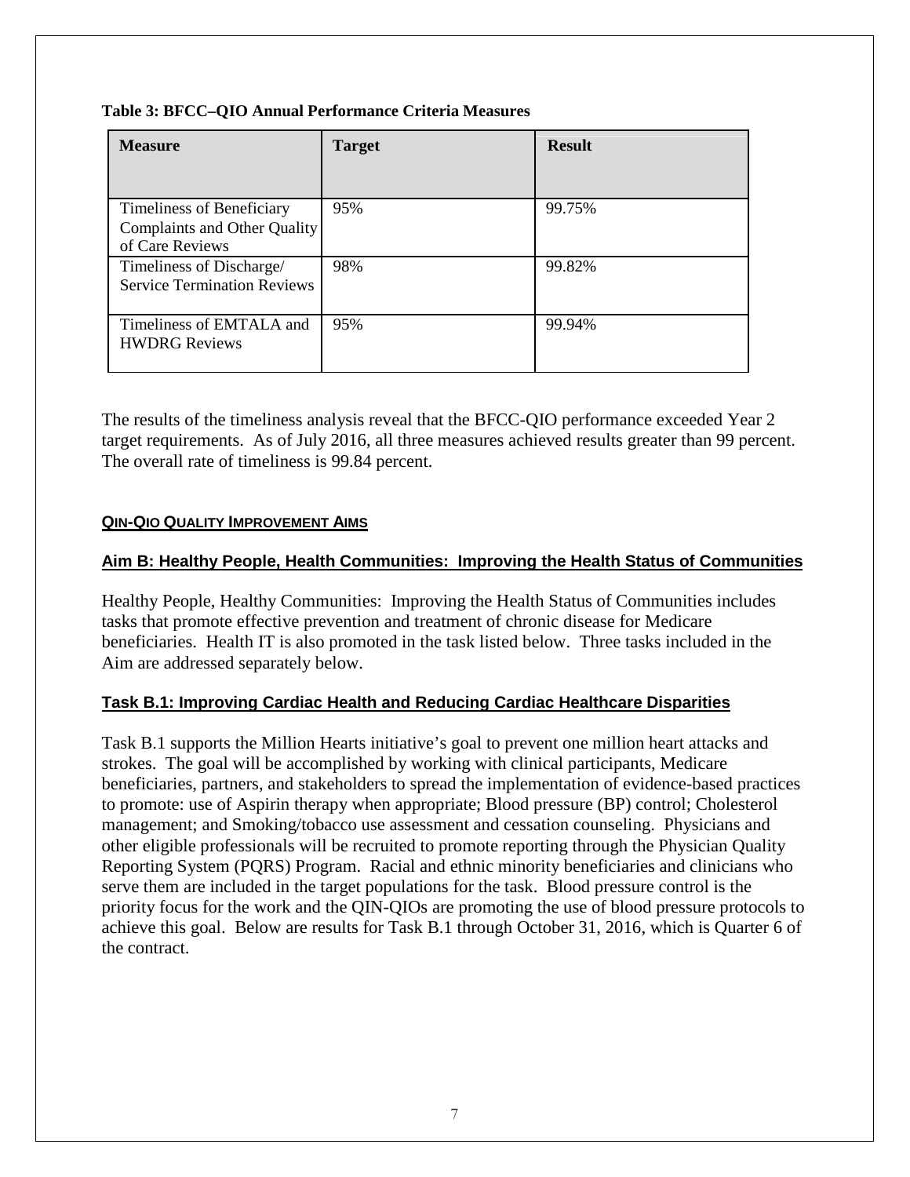**Table 3: BFCC–QIO Annual Performance Criteria Measures**

| Measure | Target | Result |
|---|---|---|
| Timeliness of Beneficiary Complaints and Other Quality of Care Reviews | 95% | 99.75% |
| Timeliness of Discharge/ Service Termination Reviews | 98% | 99.82% |
| Timeliness of EMTALA and HWDRG Reviews | 95% | 99.94% |

The results of the timeliness analysis reveal that the BFCC-QIO performance exceeded Year 2 target requirements. As of July 2016, all three measures achieved results greater than 99 percent. The overall rate of timeliness is 99.84 percent.

## QIN-QIO QUALITY IMPROVEMENT AIMS

### Aim B: Healthy People, Health Communities: Improving the Health Status of Communities

Healthy People, Healthy Communities: Improving the Health Status of Communities includes tasks that promote effective prevention and treatment of chronic disease for Medicare beneficiaries. Health IT is also promoted in the task listed below. Three tasks included in the Aim are addressed separately below.

### Task B.1: Improving Cardiac Health and Reducing Cardiac Healthcare Disparities

Task B.1 supports the Million Hearts initiative's goal to prevent one million heart attacks and strokes. The goal will be accomplished by working with clinical participants, Medicare beneficiaries, partners, and stakeholders to spread the implementation of evidence-based practices to promote: use of Aspirin therapy when appropriate; Blood pressure (BP) control; Cholesterol management; and Smoking/tobacco use assessment and cessation counseling. Physicians and other eligible professionals will be recruited to promote reporting through the Physician Quality Reporting System (PQRS) Program. Racial and ethnic minority beneficiaries and clinicians who serve them are included in the target populations for the task. Blood pressure control is the priority focus for the work and the QIN-QIOs are promoting the use of blood pressure protocols to achieve this goal. Below are results for Task B.1 through October 31, 2016, which is Quarter 6 of the contract.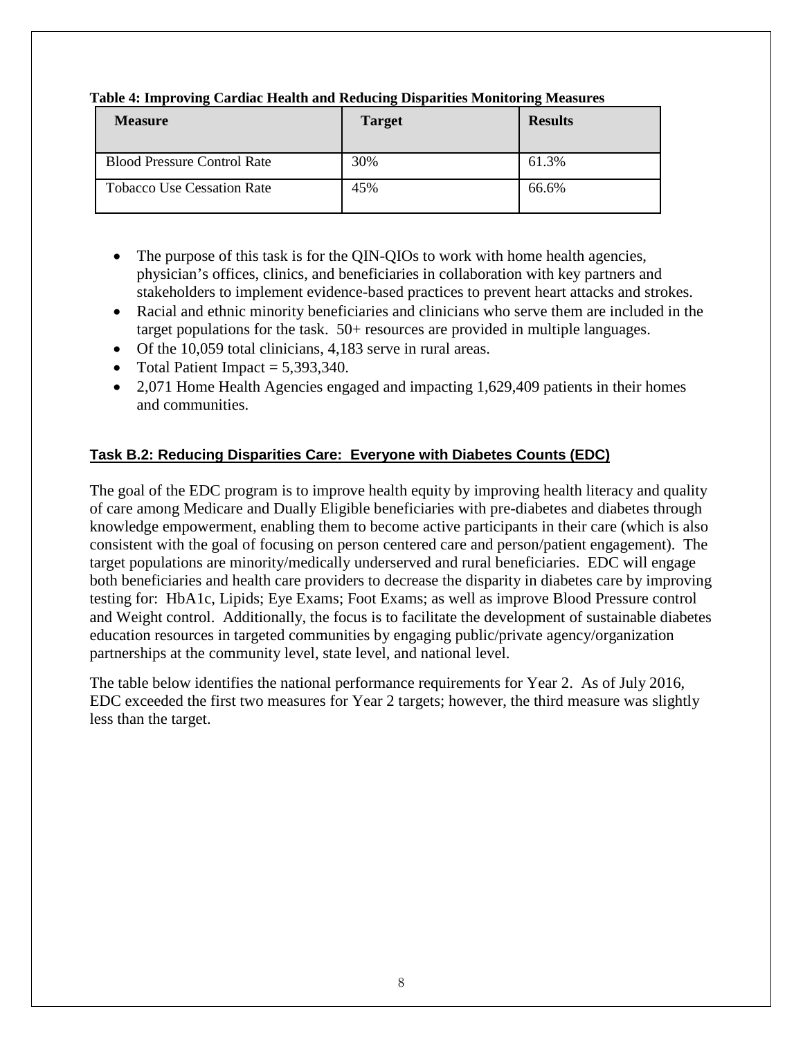**Table 4: Improving Cardiac Health and Reducing Disparities Monitoring Measures**

| Measure | Target | Results |
|---|---|---|
| Blood Pressure Control Rate | 30% | 61.3% |
| Tobacco Use Cessation Rate | 45% | 66.6% |

- The purpose of this task is for the QIN-QIOs to work with home health agencies, physician's offices, clinics, and beneficiaries in collaboration with key partners and stakeholders to implement evidence-based practices to prevent heart attacks and strokes.
- Racial and ethnic minority beneficiaries and clinicians who serve them are included in the target populations for the task. 50+ resources are provided in multiple languages.
- Of the 10,059 total clinicians, 4,183 serve in rural areas.
- Total Patient Impact = 5,393,340.
- 2,071 Home Health Agencies engaged and impacting 1,629,409 patients in their homes and communities.

### Task B.2: Reducing Disparities Care: Everyone with Diabetes Counts (EDC)

The goal of the EDC program is to improve health equity by improving health literacy and quality of care among Medicare and Dually Eligible beneficiaries with pre-diabetes and diabetes through knowledge empowerment, enabling them to become active participants in their care (which is also consistent with the goal of focusing on person centered care and person/patient engagement). The target populations are minority/medically underserved and rural beneficiaries. EDC will engage both beneficiaries and health care providers to decrease the disparity in diabetes care by improving testing for: HbA1c, Lipids; Eye Exams; Foot Exams; as well as improve Blood Pressure control and Weight control. Additionally, the focus is to facilitate the development of sustainable diabetes education resources in targeted communities by engaging public/private agency/organization partnerships at the community level, state level, and national level.

The table below identifies the national performance requirements for Year 2. As of July 2016, EDC exceeded the first two measures for Year 2 targets; however, the third measure was slightly less than the target.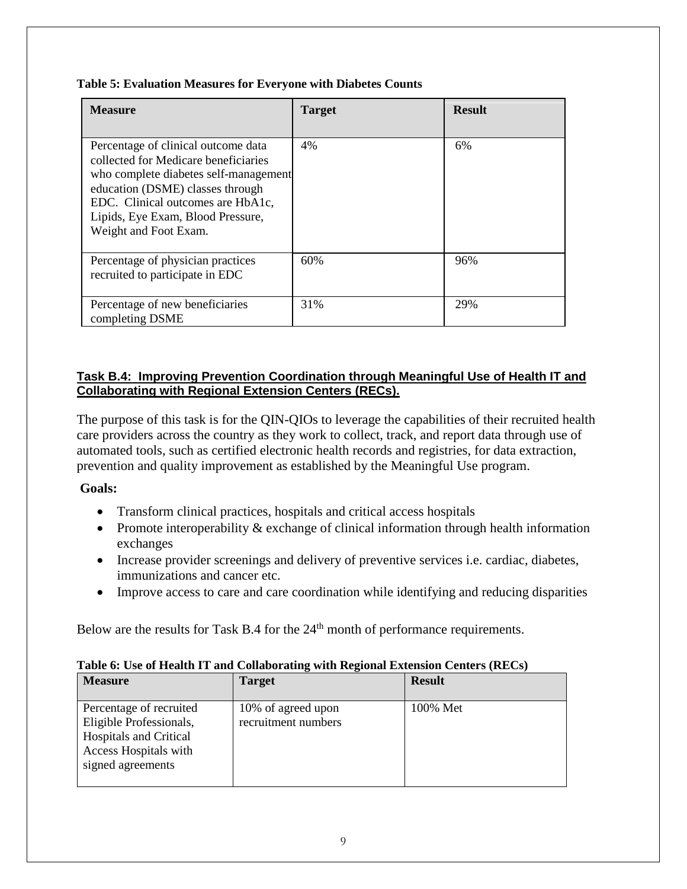**Table 5: Evaluation Measures for Everyone with Diabetes Counts**

| Measure | Target | Result |
|---|---|---|
| Percentage of clinical outcome data collected for Medicare beneficiaries who complete diabetes self-management education (DSME) classes through EDC. Clinical outcomes are HbA1c, Lipids, Eye Exam, Blood Pressure, Weight and Foot Exam. | 4% | 6% |
| Percentage of physician practices recruited to participate in EDC | 60% | 96% |
| Percentage of new beneficiaries completing DSME | 31% | 29% |

### Task B.4: Improving Prevention Coordination through Meaningful Use of Health IT and Collaborating with Regional Extension Centers (RECs).

The purpose of this task is for the QIN-QIOs to leverage the capabilities of their recruited health care providers across the country as they work to collect, track, and report data through use of automated tools, such as certified electronic health records and registries, for data extraction, prevention and quality improvement as established by the Meaningful Use program.

**Goals:**

- Transform clinical practices, hospitals and critical access hospitals
- Promote interoperability & exchange of clinical information through health information exchanges
- Increase provider screenings and delivery of preventive services i.e. cardiac, diabetes, immunizations and cancer etc.
- Improve access to care and care coordination while identifying and reducing disparities

Below are the results for Task B.4 for the 24th month of performance requirements.

**Table 6: Use of Health IT and Collaborating with Regional Extension Centers (RECs)**

| Measure | Target | Result |
|---|---|---|
| Percentage of recruited Eligible Professionals, Hospitals and Critical Access Hospitals with signed agreements | 10% of agreed upon recruitment numbers | 100% Met |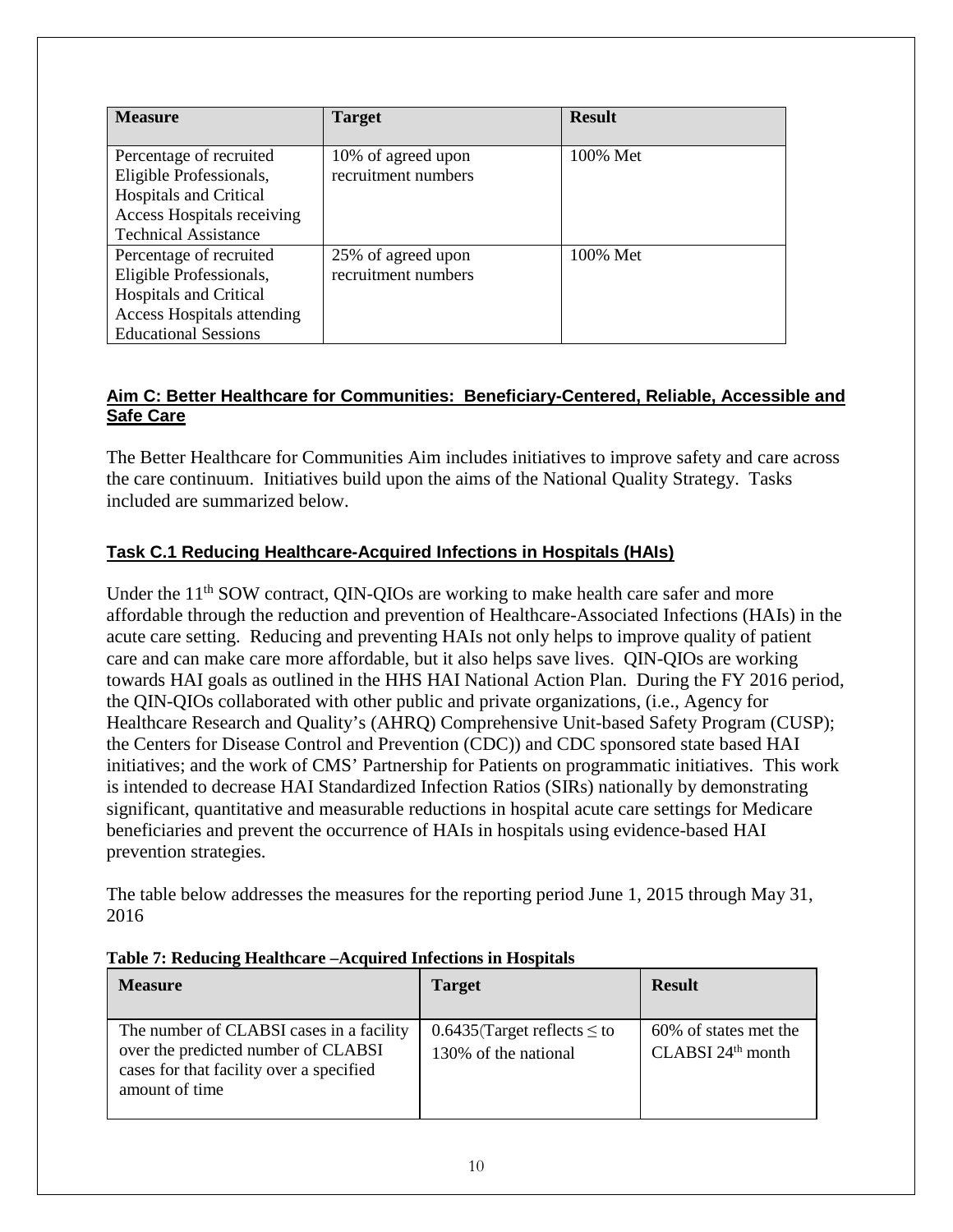| Measure | Target | Result |
| --- | --- | --- |
| Percentage of recruited Eligible Professionals, Hospitals and Critical Access Hospitals receiving Technical Assistance | 10% of agreed upon recruitment numbers | 100% Met |
| Percentage of recruited Eligible Professionals, Hospitals and Critical Access Hospitals attending Educational Sessions | 25% of agreed upon recruitment numbers | 100% Met |

## Aim C: Better Healthcare for Communities: Beneficiary-Centered, Reliable, Accessible and Safe Care

The Better Healthcare for Communities Aim includes initiatives to improve safety and care across the care continuum. Initiatives build upon the aims of the National Quality Strategy. Tasks included are summarized below.

### Task C.1 Reducing Healthcare-Acquired Infections in Hospitals (HAIs)

Under the 11th SOW contract, QIN-QIOs are working to make health care safer and more affordable through the reduction and prevention of Healthcare-Associated Infections (HAIs) in the acute care setting. Reducing and preventing HAIs not only helps to improve quality of patient care and can make care more affordable, but it also helps save lives. QIN-QIOs are working towards HAI goals as outlined in the HHS HAI National Action Plan. During the FY 2016 period, the QIN-QIOs collaborated with other public and private organizations, (i.e., Agency for Healthcare Research and Quality's (AHRQ) Comprehensive Unit-based Safety Program (CUSP); the Centers for Disease Control and Prevention (CDC)) and CDC sponsored state based HAI initiatives; and the work of CMS' Partnership for Patients on programmatic initiatives. This work is intended to decrease HAI Standardized Infection Ratios (SIRs) nationally by demonstrating significant, quantitative and measurable reductions in hospital acute care settings for Medicare beneficiaries and prevent the occurrence of HAIs in hospitals using evidence-based HAI prevention strategies.

The table below addresses the measures for the reporting period June 1, 2015 through May 31, 2016

**Table 7: Reducing Healthcare –Acquired Infections in Hospitals**

| Measure | Target | Result |
| --- | --- | --- |
| The number of CLABSI cases in a facility over the predicted number of CLABSI cases for that facility over a specified amount of time | 0.6435(Target reflects ≤ to 130% of the national | 60% of states met the CLABSI 24th month |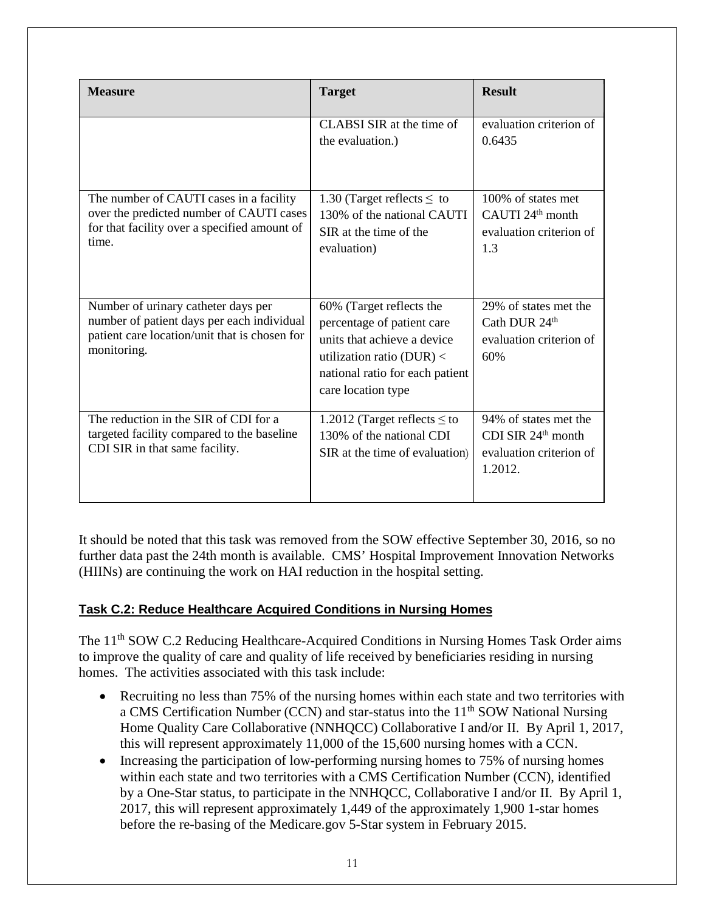| Measure | Target | Result |
| --- | --- | --- |
| | CLABSI SIR at the time of the evaluation.) | evaluation criterion of 0.6435 |
| The number of CAUTI cases in a facility over the predicted number of CAUTI cases for that facility over a specified amount of time. | 1.30 (Target reflects ≤ to 130% of the national CAUTI SIR at the time of the evaluation) | 100% of states met CAUTI 24th month evaluation criterion of 1.3 |
| Number of urinary catheter days per number of patient days per each individual patient care location/unit that is chosen for monitoring. | 60% (Target reflects the percentage of patient care units that achieve a device utilization ratio (DUR) < national ratio for each patient care location type | 29% of states met the Cath DUR 24th evaluation criterion of 60% |
| The reduction in the SIR of CDI for a targeted facility compared to the baseline CDI SIR in that same facility. | 1.2012 (Target reflects ≤ to 130% of the national CDI SIR at the time of evaluation) | 94% of states met the CDI SIR 24th month evaluation criterion of 1.2012. |

It should be noted that this task was removed from the SOW effective September 30, 2016, so no further data past the 24th month is available. CMS' Hospital Improvement Innovation Networks (HIINs) are continuing the work on HAI reduction in the hospital setting.

### Task C.2: Reduce Healthcare Acquired Conditions in Nursing Homes

The 11th SOW C.2 Reducing Healthcare-Acquired Conditions in Nursing Homes Task Order aims to improve the quality of care and quality of life received by beneficiaries residing in nursing homes. The activities associated with this task include:

- Recruiting no less than 75% of the nursing homes within each state and two territories with a CMS Certification Number (CCN) and star-status into the 11th SOW National Nursing Home Quality Care Collaborative (NNHQCC) Collaborative I and/or II. By April 1, 2017, this will represent approximately 11,000 of the 15,600 nursing homes with a CCN.
- Increasing the participation of low-performing nursing homes to 75% of nursing homes within each state and two territories with a CMS Certification Number (CCN), identified by a One-Star status, to participate in the NNHQCC, Collaborative I and/or II. By April 1, 2017, this will represent approximately 1,449 of the approximately 1,900 1-star homes before the re-basing of the Medicare.gov 5-Star system in February 2015.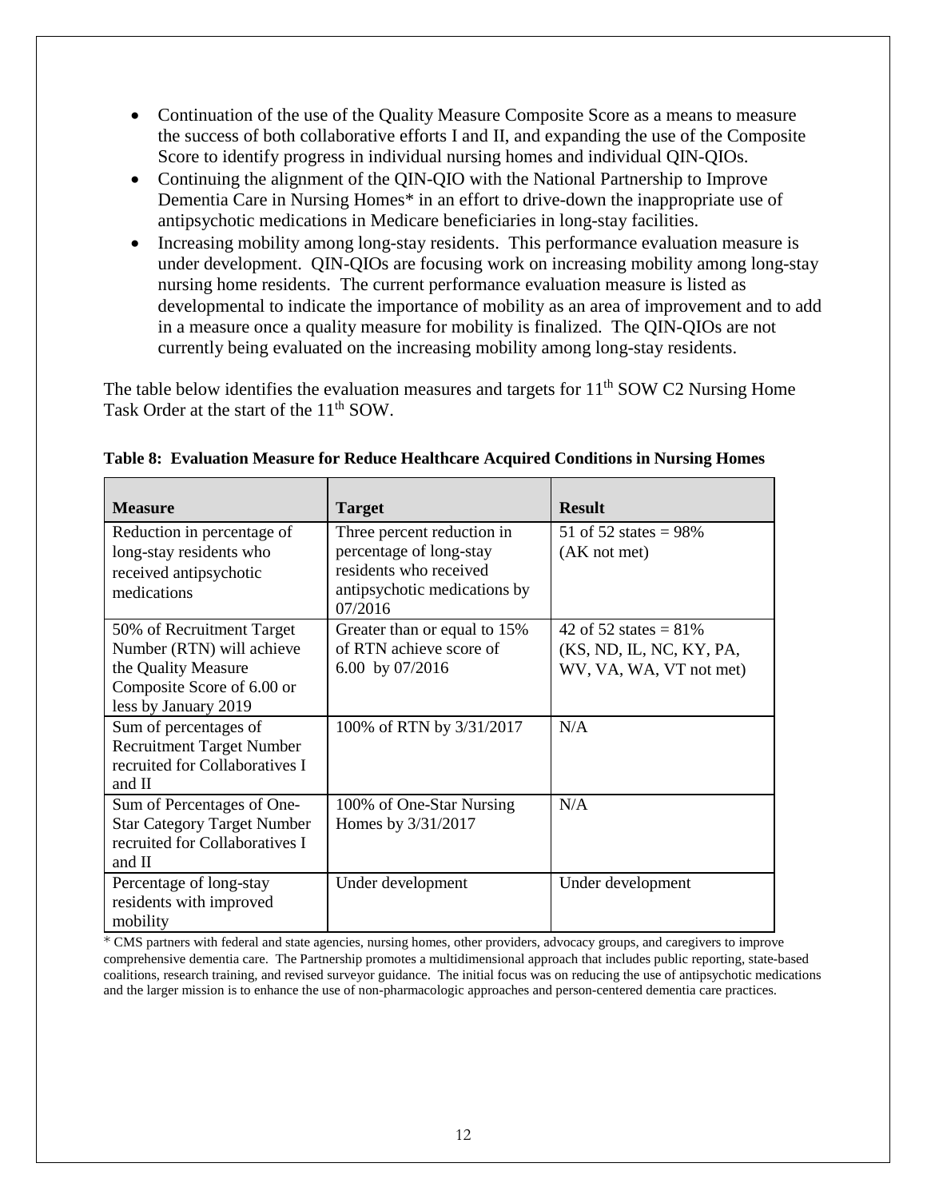- Continuation of the use of the Quality Measure Composite Score as a means to measure the success of both collaborative efforts I and II, and expanding the use of the Composite Score to identify progress in individual nursing homes and individual QIN-QIOs.
- Continuing the alignment of the QIN-QIO with the National Partnership to Improve Dementia Care in Nursing Homes* in an effort to drive-down the inappropriate use of antipsychotic medications in Medicare beneficiaries in long-stay facilities.
- Increasing mobility among long-stay residents. This performance evaluation measure is under development. QIN-QIOs are focusing work on increasing mobility among long-stay nursing home residents. The current performance evaluation measure is listed as developmental to indicate the importance of mobility as an area of improvement and to add in a measure once a quality measure for mobility is finalized. The QIN-QIOs are not currently being evaluated on the increasing mobility among long-stay residents.

The table below identifies the evaluation measures and targets for 11th SOW C2 Nursing Home Task Order at the start of the 11th SOW.

**Table 8: Evaluation Measure for Reduce Healthcare Acquired Conditions in Nursing Homes**

| Measure | Target | Result |
|---|---|---|
| Reduction in percentage of long-stay residents who received antipsychotic medications | Three percent reduction in percentage of long-stay residents who received antipsychotic medications by 07/2016 | 51 of 52 states = 98% (AK not met) |
| 50% of Recruitment Target Number (RTN) will achieve the Quality Measure Composite Score of 6.00 or less by January 2019 | Greater than or equal to 15% of RTN achieve score of 6.00 by 07/2016 | 42 of 52 states = 81% (KS, ND, IL, NC, KY, PA, WV, VA, WA, VT not met) |
| Sum of percentages of Recruitment Target Number recruited for Collaboratives I and II | 100% of RTN by 3/31/2017 | N/A |
| Sum of Percentages of One-Star Category Target Number recruited for Collaboratives I and II | 100% of One-Star Nursing Homes by 3/31/2017 | N/A |
| Percentage of long-stay residents with improved mobility | Under development | Under development |

* CMS partners with federal and state agencies, nursing homes, other providers, advocacy groups, and caregivers to improve comprehensive dementia care. The Partnership promotes a multidimensional approach that includes public reporting, state-based coalitions, research training, and revised surveyor guidance. The initial focus was on reducing the use of antipsychotic medications and the larger mission is to enhance the use of non-pharmacologic approaches and person-centered dementia care practices.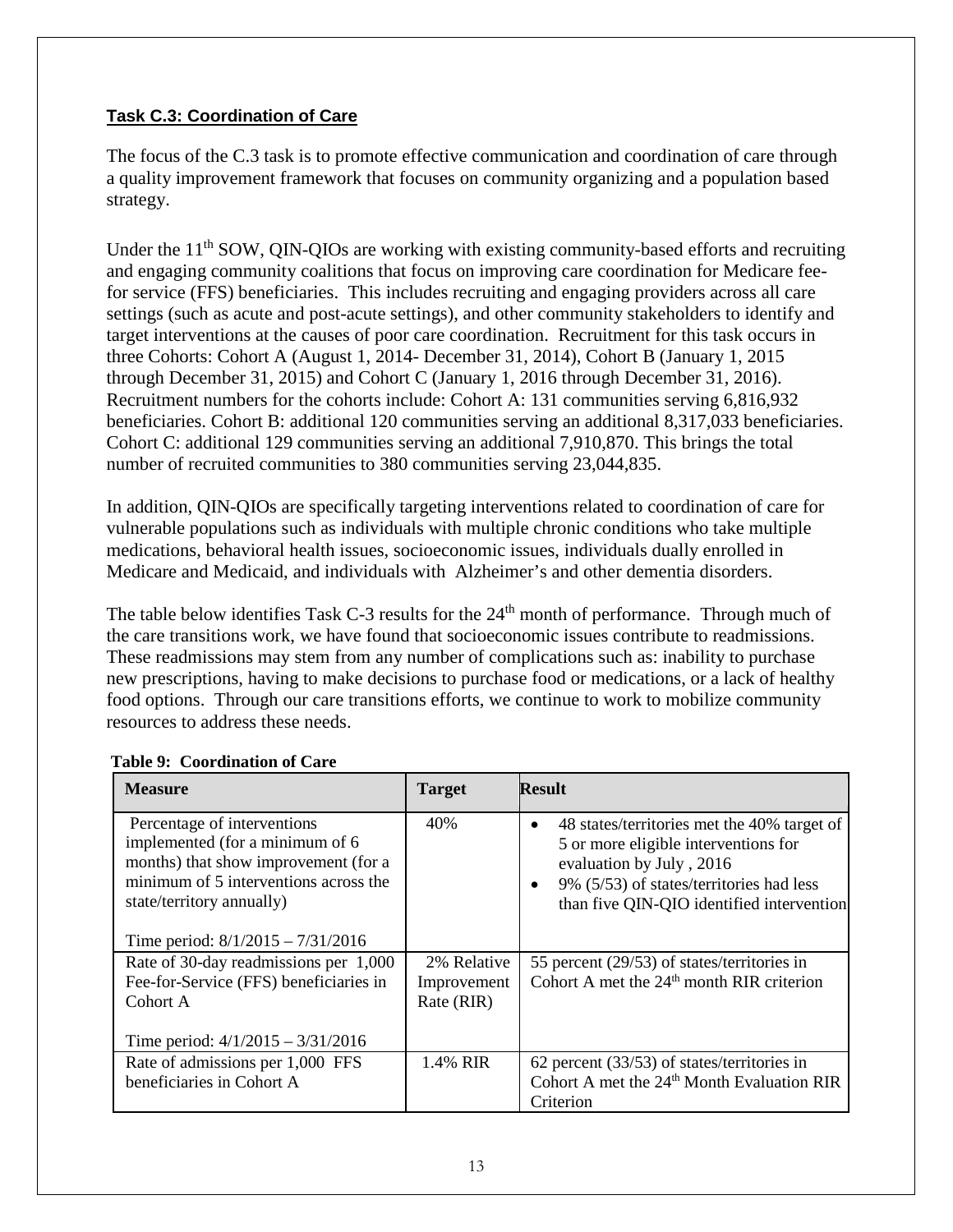**Task C.3: Coordination of Care**

The focus of the C.3 task is to promote effective communication and coordination of care through a quality improvement framework that focuses on community organizing and a population based strategy.

Under the 11th SOW, QIN-QIOs are working with existing community-based efforts and recruiting and engaging community coalitions that focus on improving care coordination for Medicare fee-for service (FFS) beneficiaries. This includes recruiting and engaging providers across all care settings (such as acute and post-acute settings), and other community stakeholders to identify and target interventions at the causes of poor care coordination. Recruitment for this task occurs in three Cohorts: Cohort A (August 1, 2014- December 31, 2014), Cohort B (January 1, 2015 through December 31, 2015) and Cohort C (January 1, 2016 through December 31, 2016). Recruitment numbers for the cohorts include: Cohort A: 131 communities serving 6,816,932 beneficiaries. Cohort B: additional 120 communities serving an additional 8,317,033 beneficiaries. Cohort C: additional 129 communities serving an additional 7,910,870. This brings the total number of recruited communities to 380 communities serving 23,044,835.

In addition, QIN-QIOs are specifically targeting interventions related to coordination of care for vulnerable populations such as individuals with multiple chronic conditions who take multiple medications, behavioral health issues, socioeconomic issues, individuals dually enrolled in Medicare and Medicaid, and individuals with Alzheimer's and other dementia disorders.

The table below identifies Task C-3 results for the 24th month of performance. Through much of the care transitions work, we have found that socioeconomic issues contribute to readmissions. These readmissions may stem from any number of complications such as: inability to purchase new prescriptions, having to make decisions to purchase food or medications, or a lack of healthy food options. Through our care transitions efforts, we continue to work to mobilize community resources to address these needs.

**Table 9: Coordination of Care**

| Measure | Target | Result |
|---|---|---|
| Percentage of interventions implemented (for a minimum of 6 months) that show improvement (for a minimum of 5 interventions across the state/territory annually)<br><br>Time period: 8/1/2015 – 7/31/2016 | 40% | • 48 states/territories met the 40% target of 5 or more eligible interventions for evaluation by July , 2016<br>• 9% (5/53) of states/territories had less than five QIN-QIO identified intervention |
| Rate of 30-day readmissions per 1,000 Fee-for-Service (FFS) beneficiaries in Cohort A<br><br>Time period: 4/1/2015 – 3/31/2016 | 2% Relative Improvement Rate (RIR) | 55 percent (29/53) of states/territories in Cohort A met the 24th month RIR criterion |
| Rate of admissions per 1,000 FFS beneficiaries in Cohort A | 1.4% RIR | 62 percent (33/53) of states/territories in Cohort A met the 24th Month Evaluation RIR Criterion |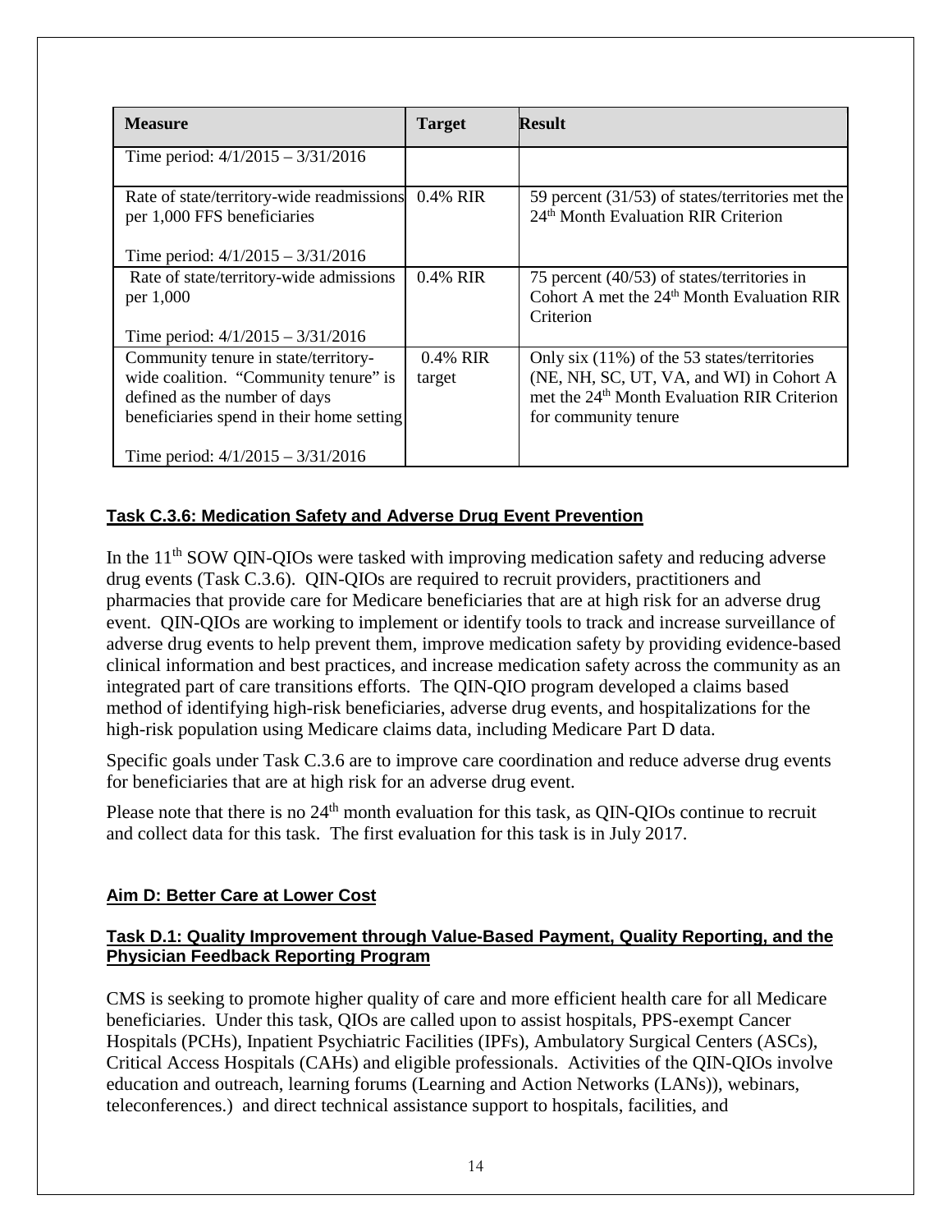| Measure | Target | Result |
|---|---|---|
| Time period: 4/1/2015 – 3/31/2016 | | |
| Rate of state/territory-wide readmissions per 1,000 FFS beneficiaries<br><br>Time period: 4/1/2015 – 3/31/2016 | 0.4% RIR | 59 percent (31/53) of states/territories met the 24th Month Evaluation RIR Criterion |
| Rate of state/territory-wide admissions per 1,000<br><br>Time period: 4/1/2015 – 3/31/2016 | 0.4% RIR | 75 percent (40/53) of states/territories in Cohort A met the 24th Month Evaluation RIR Criterion |
| Community tenure in state/territory-wide coalition. "Community tenure" is defined as the number of days beneficiaries spend in their home setting<br><br>Time period: 4/1/2015 – 3/31/2016 | 0.4% RIR target | Only six (11%) of the 53 states/territories (NE, NH, SC, UT, VA, and WI) in Cohort A met the 24th Month Evaluation RIR Criterion for community tenure |

**Task C.3.6: Medication Safety and Adverse Drug Event Prevention**

In the 11th SOW QIN-QIOs were tasked with improving medication safety and reducing adverse drug events (Task C.3.6). QIN-QIOs are required to recruit providers, practitioners and pharmacies that provide care for Medicare beneficiaries that are at high risk for an adverse drug event. QIN-QIOs are working to implement or identify tools to track and increase surveillance of adverse drug events to help prevent them, improve medication safety by providing evidence-based clinical information and best practices, and increase medication safety across the community as an integrated part of care transitions efforts. The QIN-QIO program developed a claims based method of identifying high-risk beneficiaries, adverse drug events, and hospitalizations for the high-risk population using Medicare claims data, including Medicare Part D data.

Specific goals under Task C.3.6 are to improve care coordination and reduce adverse drug events for beneficiaries that are at high risk for an adverse drug event.

Please note that there is no 24th month evaluation for this task, as QIN-QIOs continue to recruit and collect data for this task. The first evaluation for this task is in July 2017.

**Aim D: Better Care at Lower Cost**

**Task D.1: Quality Improvement through Value-Based Payment, Quality Reporting, and the Physician Feedback Reporting Program**

CMS is seeking to promote higher quality of care and more efficient health care for all Medicare beneficiaries. Under this task, QIOs are called upon to assist hospitals, PPS-exempt Cancer Hospitals (PCHs), Inpatient Psychiatric Facilities (IPFs), Ambulatory Surgical Centers (ASCs), Critical Access Hospitals (CAHs) and eligible professionals. Activities of the QIN-QIOs involve education and outreach, learning forums (Learning and Action Networks (LANs)), webinars, teleconferences.) and direct technical assistance support to hospitals, facilities, and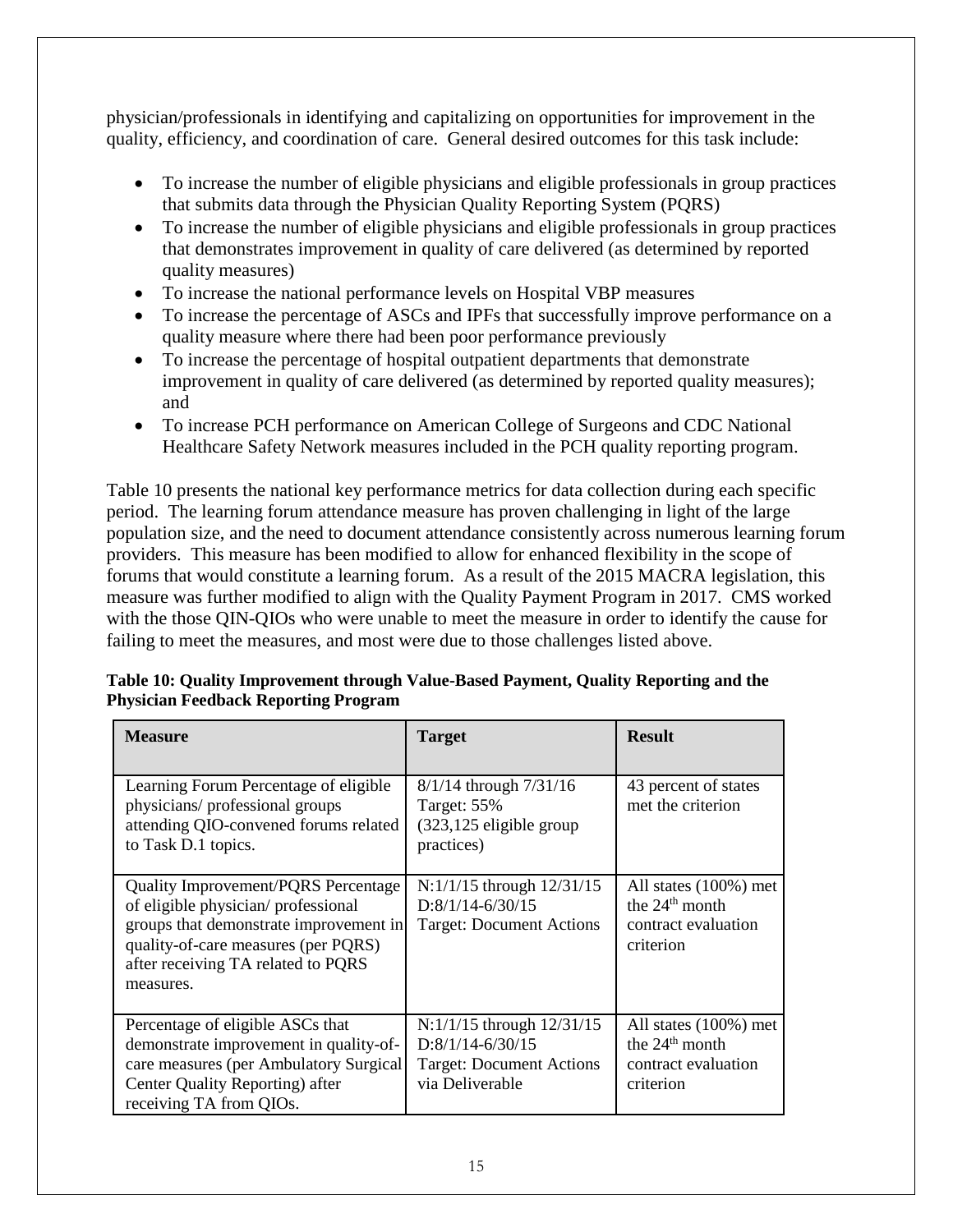physician/professionals in identifying and capitalizing on opportunities for improvement in the quality, efficiency, and coordination of care. General desired outcomes for this task include:

- To increase the number of eligible physicians and eligible professionals in group practices that submits data through the Physician Quality Reporting System (PQRS)
- To increase the number of eligible physicians and eligible professionals in group practices that demonstrates improvement in quality of care delivered (as determined by reported quality measures)
- To increase the national performance levels on Hospital VBP measures
- To increase the percentage of ASCs and IPFs that successfully improve performance on a quality measure where there had been poor performance previously
- To increase the percentage of hospital outpatient departments that demonstrate improvement in quality of care delivered (as determined by reported quality measures); and
- To increase PCH performance on American College of Surgeons and CDC National Healthcare Safety Network measures included in the PCH quality reporting program.

Table 10 presents the national key performance metrics for data collection during each specific period. The learning forum attendance measure has proven challenging in light of the large population size, and the need to document attendance consistently across numerous learning forum providers. This measure has been modified to allow for enhanced flexibility in the scope of forums that would constitute a learning forum. As a result of the 2015 MACRA legislation, this measure was further modified to align with the Quality Payment Program in 2017. CMS worked with the those QIN-QIOs who were unable to meet the measure in order to identify the cause for failing to meet the measures, and most were due to those challenges listed above.

**Table 10: Quality Improvement through Value-Based Payment, Quality Reporting and the Physician Feedback Reporting Program**

| Measure | Target | Result |
|---|---|---|
| Learning Forum Percentage of eligible physicians/ professional groups attending QIO-convened forums related to Task D.1 topics. | 8/1/14 through 7/31/16 Target: 55% (323,125 eligible group practices) | 43 percent of states met the criterion |
| Quality Improvement/PQRS Percentage of eligible physician/ professional groups that demonstrate improvement in quality-of-care measures (per PQRS) after receiving TA related to PQRS measures. | N:1/1/15 through 12/31/15 D:8/1/14-6/30/15 Target: Document Actions | All states (100%) met the 24th month contract evaluation criterion |
| Percentage of eligible ASCs that demonstrate improvement in quality-of-care measures (per Ambulatory Surgical Center Quality Reporting) after receiving TA from QIOs. | N:1/1/15 through 12/31/15 D:8/1/14-6/30/15 Target: Document Actions via Deliverable | All states (100%) met the 24th month contract evaluation criterion |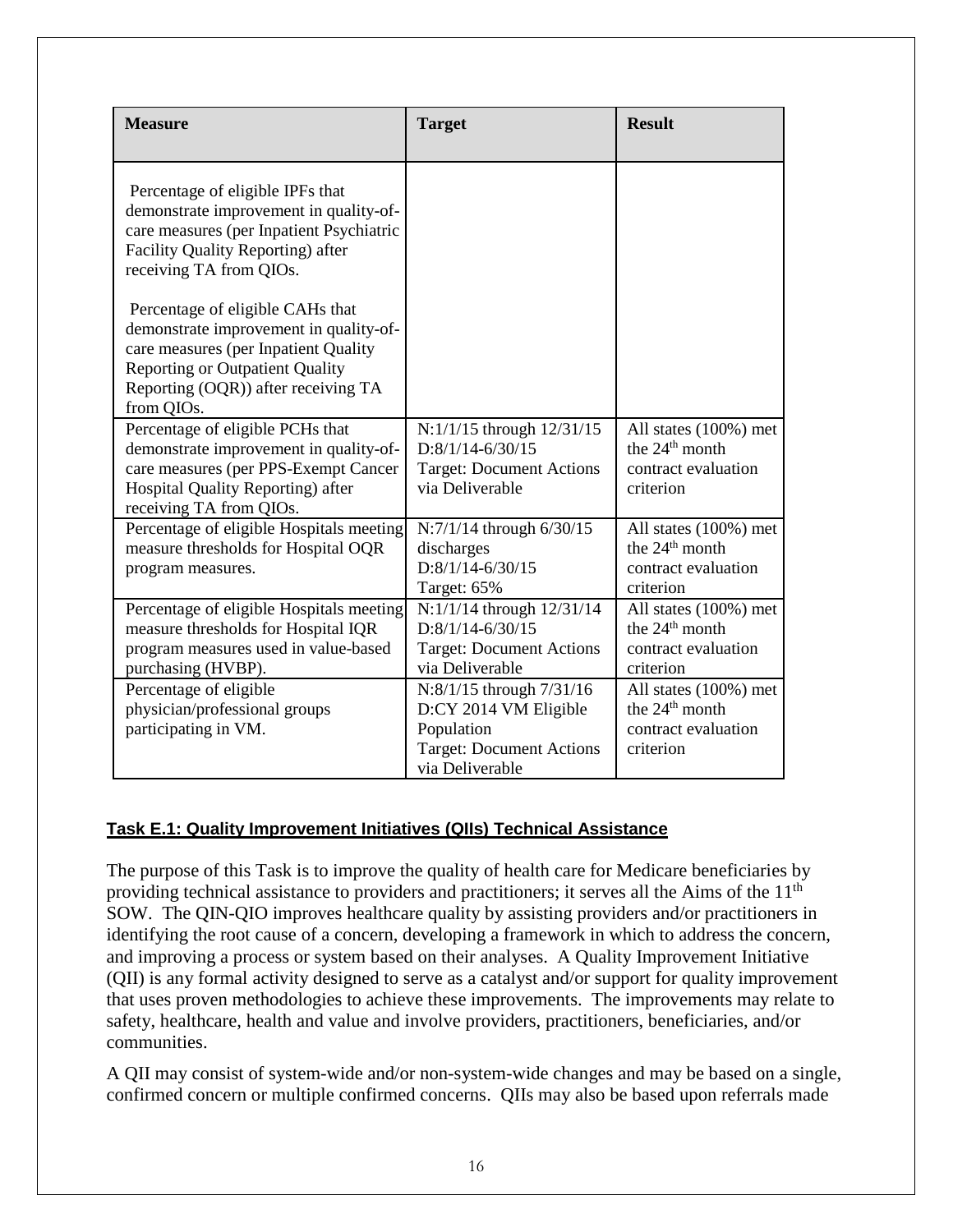| Measure | Target | Result |
| --- | --- | --- |
| Percentage of eligible IPFs that demonstrate improvement in quality-of-care measures (per Inpatient Psychiatric Facility Quality Reporting) after receiving TA from QIOs.<br><br>Percentage of eligible CAHs that demonstrate improvement in quality-of-care measures (per Inpatient Quality Reporting or Outpatient Quality Reporting (OQR)) after receiving TA from QIOs. | | |
| Percentage of eligible PCHs that demonstrate improvement in quality-of-care measures (per PPS-Exempt Cancer Hospital Quality Reporting) after receiving TA from QIOs. | N:1/1/15 through 12/31/15<br>D:8/1/14-6/30/15<br>Target: Document Actions via Deliverable | All states (100%) met the 24th month contract evaluation criterion |
| Percentage of eligible Hospitals meeting measure thresholds for Hospital OQR program measures. | N:7/1/14 through 6/30/15 discharges<br>D:8/1/14-6/30/15<br>Target: 65% | All states (100%) met the 24th month contract evaluation criterion |
| Percentage of eligible Hospitals meeting measure thresholds for Hospital IQR program measures used in value-based purchasing (HVBP). | N:1/1/14 through 12/31/14<br>D:8/1/14-6/30/15<br>Target: Document Actions via Deliverable | All states (100%) met the 24th month contract evaluation criterion |
| Percentage of eligible physician/professional groups participating in VM. | N:8/1/15 through 7/31/16<br>D:CY 2014 VM Eligible Population<br>Target: Document Actions via Deliverable | All states (100%) met the 24th month contract evaluation criterion |

## Task E.1: Quality Improvement Initiatives (QIIs) Technical Assistance

The purpose of this Task is to improve the quality of health care for Medicare beneficiaries by providing technical assistance to providers and practitioners; it serves all the Aims of the 11th SOW. The QIN-QIO improves healthcare quality by assisting providers and/or practitioners in identifying the root cause of a concern, developing a framework in which to address the concern, and improving a process or system based on their analyses. A Quality Improvement Initiative (QII) is any formal activity designed to serve as a catalyst and/or support for quality improvement that uses proven methodologies to achieve these improvements. The improvements may relate to safety, healthcare, health and value and involve providers, practitioners, beneficiaries, and/or communities.

A QII may consist of system-wide and/or non-system-wide changes and may be based on a single, confirmed concern or multiple confirmed concerns. QIIs may also be based upon referrals made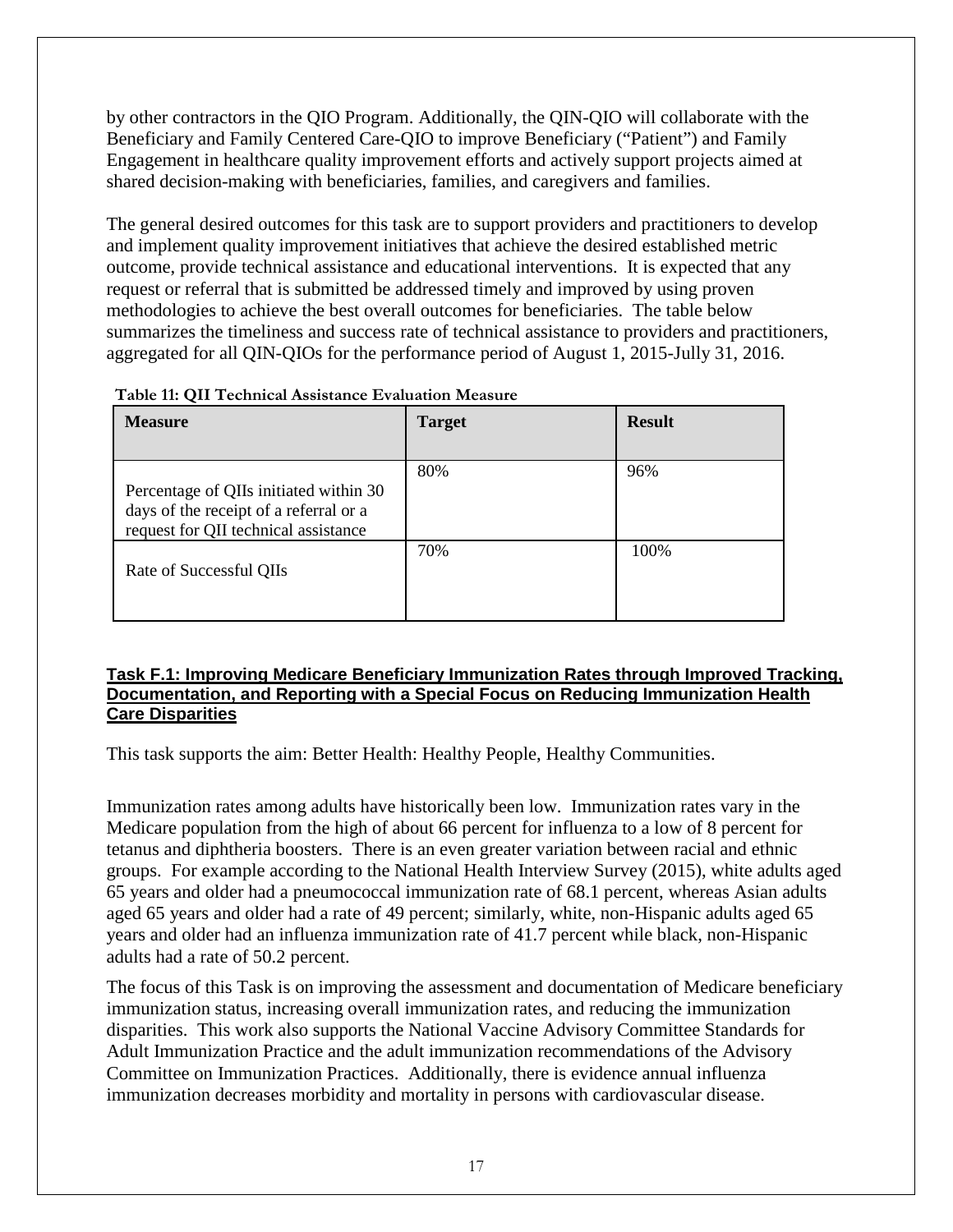by other contractors in the QIO Program. Additionally, the QIN-QIO will collaborate with the Beneficiary and Family Centered Care-QIO to improve Beneficiary ("Patient") and Family Engagement in healthcare quality improvement efforts and actively support projects aimed at shared decision-making with beneficiaries, families, and caregivers and families.

The general desired outcomes for this task are to support providers and practitioners to develop and implement quality improvement initiatives that achieve the desired established metric outcome, provide technical assistance and educational interventions. It is expected that any request or referral that is submitted be addressed timely and improved by using proven methodologies to achieve the best overall outcomes for beneficiaries. The table below summarizes the timeliness and success rate of technical assistance to providers and practitioners, aggregated for all QIN-QIOs for the performance period of August 1, 2015-Jully 31, 2016.

**Table 11: QII Technical Assistance Evaluation Measure**

| Measure | Target | Result |
|---|---|---|
| Percentage of QIIs initiated within 30 days of the receipt of a referral or a request for QII technical assistance | 80% | 96% |
| Rate of Successful QIIs | 70% | 100% |

## Task F.1: Improving Medicare Beneficiary Immunization Rates through Improved Tracking, Documentation, and Reporting with a Special Focus on Reducing Immunization Health Care Disparities

This task supports the aim: Better Health: Healthy People, Healthy Communities.

Immunization rates among adults have historically been low. Immunization rates vary in the Medicare population from the high of about 66 percent for influenza to a low of 8 percent for tetanus and diphtheria boosters. There is an even greater variation between racial and ethnic groups. For example according to the National Health Interview Survey (2015), white adults aged 65 years and older had a pneumococcal immunization rate of 68.1 percent, whereas Asian adults aged 65 years and older had a rate of 49 percent; similarly, white, non-Hispanic adults aged 65 years and older had an influenza immunization rate of 41.7 percent while black, non-Hispanic adults had a rate of 50.2 percent.

The focus of this Task is on improving the assessment and documentation of Medicare beneficiary immunization status, increasing overall immunization rates, and reducing the immunization disparities. This work also supports the National Vaccine Advisory Committee Standards for Adult Immunization Practice and the adult immunization recommendations of the Advisory Committee on Immunization Practices. Additionally, there is evidence annual influenza immunization decreases morbidity and mortality in persons with cardiovascular disease.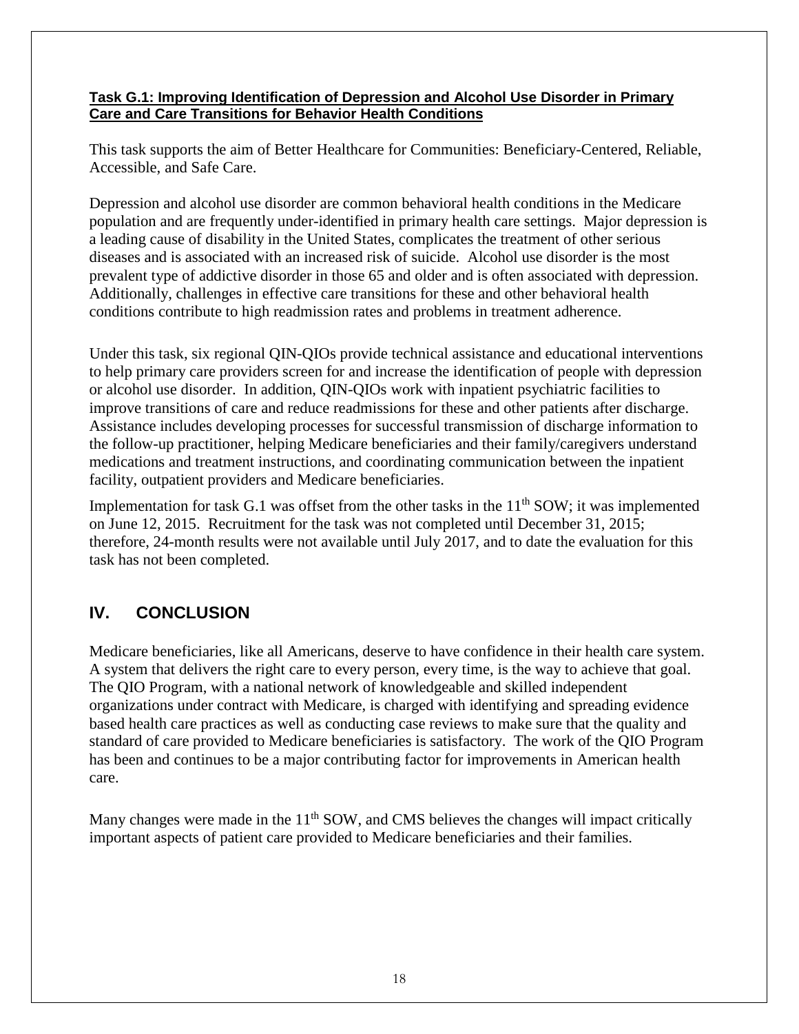**Task G.1: Improving Identification of Depression and Alcohol Use Disorder in Primary Care and Care Transitions for Behavior Health Conditions**

This task supports the aim of Better Healthcare for Communities: Beneficiary-Centered, Reliable, Accessible, and Safe Care.

Depression and alcohol use disorder are common behavioral health conditions in the Medicare population and are frequently under-identified in primary health care settings. Major depression is a leading cause of disability in the United States, complicates the treatment of other serious diseases and is associated with an increased risk of suicide. Alcohol use disorder is the most prevalent type of addictive disorder in those 65 and older and is often associated with depression. Additionally, challenges in effective care transitions for these and other behavioral health conditions contribute to high readmission rates and problems in treatment adherence.

Under this task, six regional QIN-QIOs provide technical assistance and educational interventions to help primary care providers screen for and increase the identification of people with depression or alcohol use disorder. In addition, QIN-QIOs work with inpatient psychiatric facilities to improve transitions of care and reduce readmissions for these and other patients after discharge. Assistance includes developing processes for successful transmission of discharge information to the follow-up practitioner, helping Medicare beneficiaries and their family/caregivers understand medications and treatment instructions, and coordinating communication between the inpatient facility, outpatient providers and Medicare beneficiaries.

Implementation for task G.1 was offset from the other tasks in the 11th SOW; it was implemented on June 12, 2015. Recruitment for the task was not completed until December 31, 2015; therefore, 24-month results were not available until July 2017, and to date the evaluation for this task has not been completed.

## IV. CONCLUSION

Medicare beneficiaries, like all Americans, deserve to have confidence in their health care system. A system that delivers the right care to every person, every time, is the way to achieve that goal. The QIO Program, with a national network of knowledgeable and skilled independent organizations under contract with Medicare, is charged with identifying and spreading evidence based health care practices as well as conducting case reviews to make sure that the quality and standard of care provided to Medicare beneficiaries is satisfactory. The work of the QIO Program has been and continues to be a major contributing factor for improvements in American health care.

Many changes were made in the 11th SOW, and CMS believes the changes will impact critically important aspects of patient care provided to Medicare beneficiaries and their families.